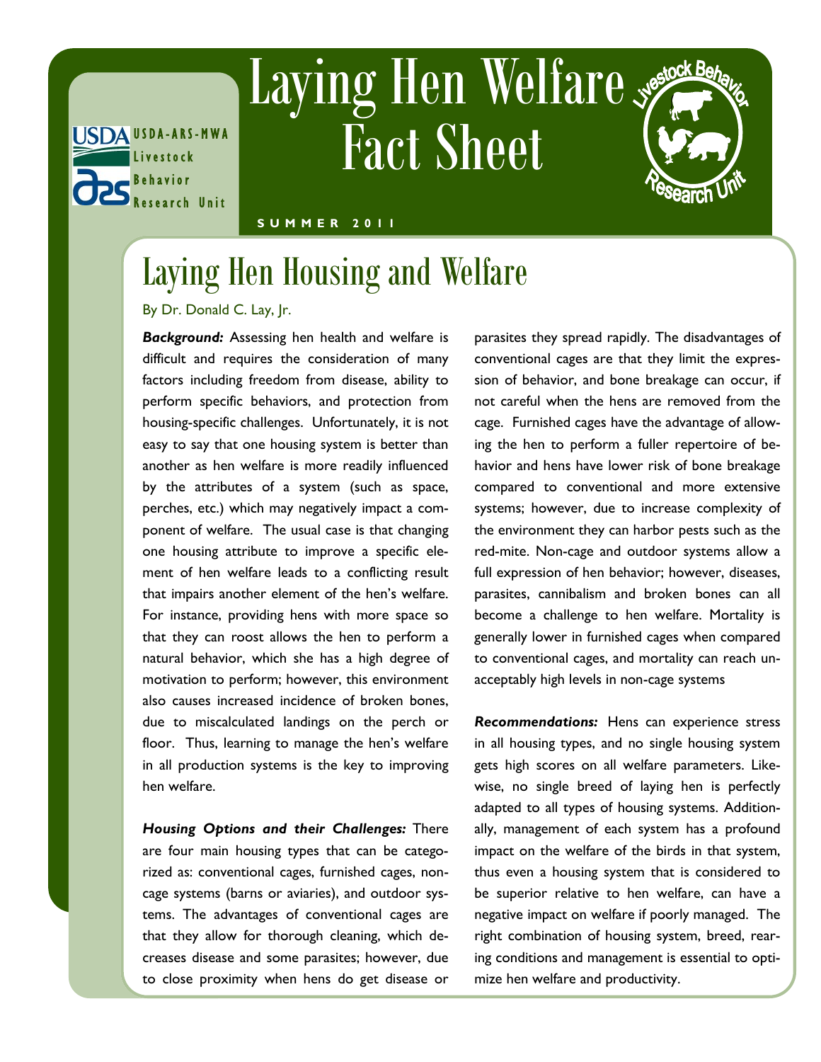# Laying Hen Welfare Fact Sheet

USDA-ARS-MWA Livestock Behavior Research Unit

SUMMER 2011

## Laying Hen Housing and Welfare

By Dr. Donald C. Lay, Jr.

***Background:*** Assessing hen health and welfare is difficult and requires the consideration of many factors including freedom from disease, ability to perform specific behaviors, and protection from housing-specific challenges. Unfortunately, it is not easy to say that one housing system is better than another as hen welfare is more readily influenced by the attributes of a system (such as space, perches, etc.) which may negatively impact a component of welfare. The usual case is that changing one housing attribute to improve a specific element of hen welfare leads to a conflicting result that impairs another element of the hen's welfare. For instance, providing hens with more space so that they can roost allows the hen to perform a natural behavior, which she has a high degree of motivation to perform; however, this environment also causes increased incidence of broken bones, due to miscalculated landings on the perch or floor. Thus, learning to manage the hen's welfare in all production systems is the key to improving hen welfare.

***Housing Options and their Challenges:*** There are four main housing types that can be categorized as: conventional cages, furnished cages, non-cage systems (barns or aviaries), and outdoor systems. The advantages of conventional cages are that they allow for thorough cleaning, which decreases disease and some parasites; however, due to close proximity when hens do get disease or parasites they spread rapidly. The disadvantages of conventional cages are that they limit the expression of behavior, and bone breakage can occur, if not careful when the hens are removed from the cage. Furnished cages have the advantage of allowing the hen to perform a fuller repertoire of behavior and hens have lower risk of bone breakage compared to conventional and more extensive systems; however, due to increase complexity of the environment they can harbor pests such as the red-mite. Non-cage and outdoor systems allow a full expression of hen behavior; however, diseases, parasites, cannibalism and broken bones can all become a challenge to hen welfare. Mortality is generally lower in furnished cages when compared to conventional cages, and mortality can reach unacceptably high levels in non-cage systems

***Recommendations:*** Hens can experience stress in all housing types, and no single housing system gets high scores on all welfare parameters. Likewise, no single breed of laying hen is perfectly adapted to all types of housing systems. Additionally, management of each system has a profound impact on the welfare of the birds in that system, thus even a housing system that is considered to be superior relative to hen welfare, can have a negative impact on welfare if poorly managed. The right combination of housing system, breed, rearing conditions and management is essential to optimize hen welfare and productivity.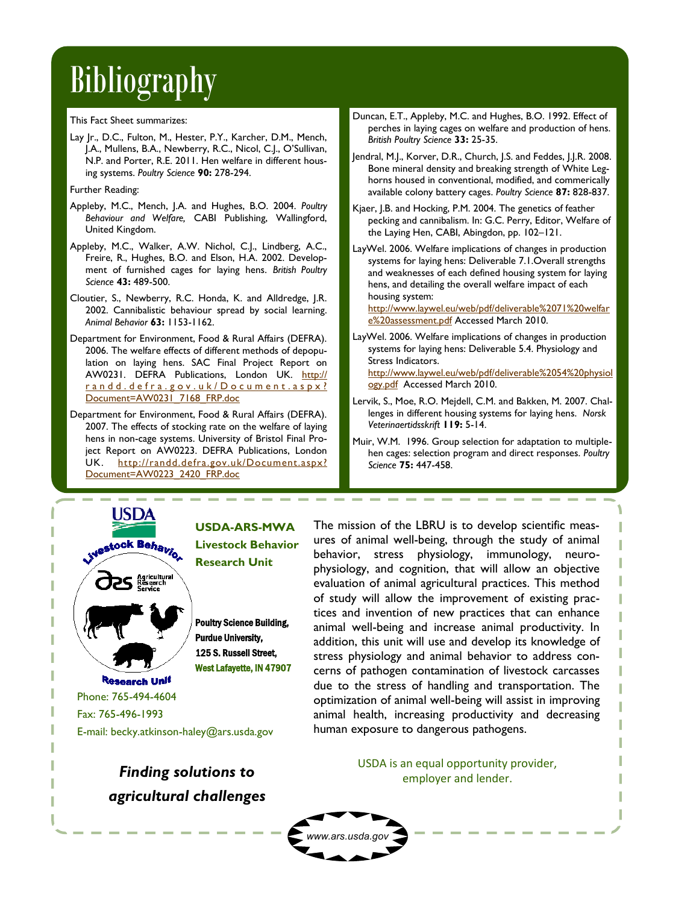# Bibliography

This Fact Sheet summarizes:

Lay Jr., D.C., Fulton, M., Hester, P.Y., Karcher, D.M., Mench, J.A., Mullens, B.A., Newberry, R.C., Nicol, C.J., O'Sullivan, N.P. and Porter, R.E. 2011. Hen welfare in different housing systems. *Poultry Science* **90:** 278-294.

Further Reading:

Appleby, M.C., Mench, J.A. and Hughes, B.O. 2004. *Poultry Behaviour and Welfare,* CABI Publishing, Wallingford, United Kingdom.

Appleby, M.C., Walker, A.W. Nichol, C.J., Lindberg, A.C., Freire, R., Hughes, B.O. and Elson, H.A. 2002. Development of furnished cages for laying hens. *British Poultry Science* **43:** 489-500.

Cloutier, S., Newberry, R.C. Honda, K. and Alldredge, J.R. 2002. Cannibalistic behaviour spread by social learning. *Animal Behavior* **63:** 1153-1162.

Department for Environment, Food & Rural Affairs (DEFRA). 2006. The welfare effects of different methods of depopulation on laying hens. SAC Final Project Report on AW0231. DEFRA Publications, London UK. http://randd.defra.gov.uk/Document.aspx?Document=AW0231_7168_FRP.doc

Department for Environment, Food & Rural Affairs (DEFRA). 2007. The effects of stocking rate on the welfare of laying hens in non-cage systems. University of Bristol Final Project Report on AW0223. DEFRA Publications, London UK. http://randd.defra.gov.uk/Document.aspx?Document=AW0223_2420_FRP.doc

Duncan, E.T., Appleby, M.C. and Hughes, B.O. 1992. Effect of perches in laying cages on welfare and production of hens. *British Poultry Science* **33:** 25-35.

Jendral, M.J., Korver, D.R., Church, J.S. and Feddes, J.J.R. 2008. Bone mineral density and breaking strength of White Leghorns housed in conventional, modified, and commerically available colony battery cages. *Poultry Science* **87:** 828-837.

Kjaer, J.B. and Hocking, P.M. 2004. The genetics of feather pecking and cannibalism. In: G.C. Perry, Editor, Welfare of the Laying Hen, CABI, Abingdon, pp. 102–121.

LayWel. 2006. Welfare implications of changes in production systems for laying hens: Deliverable 7.1.Overall strengths and weaknesses of each defined housing system for laying hens, and detailing the overall welfare impact of each housing system: http://www.laywel.eu/web/pdf/deliverable%2071%20welfare%20assessment.pdf Accessed March 2010.

LayWel. 2006. Welfare implications of changes in production systems for laying hens: Deliverable 5.4. Physiology and Stress Indicators. http://www.laywel.eu/web/pdf/deliverable%2054%20physiology.pdf Accessed March 2010.

Lervik, S., Moe, R.O. Mejdell, C.M. and Bakken, M. 2007. Challenges in different housing systems for laying hens. *Norsk Veterinaertidsskrift* **119:** 5-14.

Muir, W.M. 1996. Group selection for adaptation to multiple-hen cages: selection program and direct responses. *Poultry Science* **75:** 447-458.

**USDA-ARS-MWA Livestock Behavior Research Unit**

Poultry Science Building,
Purdue University,
125 S. Russell Street,
West Lafayette, IN 47907

Phone: 765-494-4604
Fax: 765-496-1993
E-mail: becky.atkinson-haley@ars.usda.gov

The mission of the LBRU is to develop scientific measures of animal well-being, through the study of animal behavior, stress physiology, immunology, neurophysiology, and cognition, that will allow an objective evaluation of animal agricultural practices. This method of study will allow the improvement of existing practices and invention of new practices that can enhance animal well-being and increase animal productivity. In addition, this unit will use and develop its knowledge of stress physiology and animal behavior to address concerns of pathogen contamination of livestock carcasses due to the stress of handling and transportation. The optimization of animal well-being will assist in improving animal health, increasing productivity and decreasing human exposure to dangerous pathogens.

***Finding solutions to agricultural challenges***

USDA is an equal opportunity provider, employer and lender.

www.ars.usda.gov